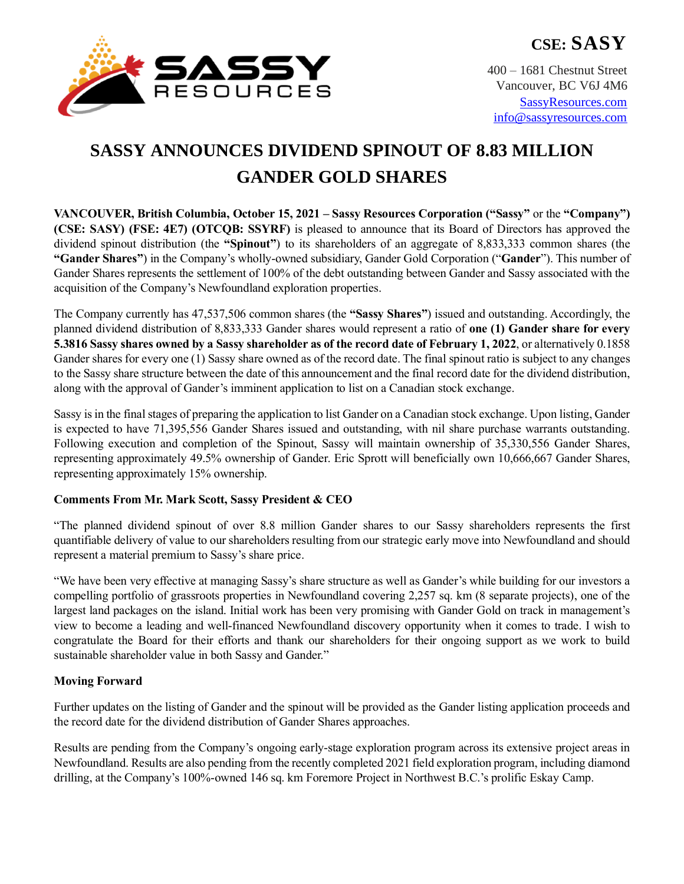**CSE: SASSY**

400 – 1681 Chestnut Street
Vancouver, BC V6J 4M6
SassyResources.com
info@sassyresources.com

# SASSY ANNOUNCES DIVIDEND SPINOUT OF 8.83 MILLION GANDER GOLD SHARES

**VANCOUVER, British Columbia, October 15, 2021 – Sassy Resources Corporation ("Sassy"** or the **"Company") (CSE: SASY) (FSE: 4E7) (OTCQB: SSYRF)** is pleased to announce that its Board of Directors has approved the dividend spinout distribution (the **"Spinout"**) to its shareholders of an aggregate of 8,833,333 common shares (the **"Gander Shares"**) in the Company's wholly-owned subsidiary, Gander Gold Corporation ("**Gander**"). This number of Gander Shares represents the settlement of 100% of the debt outstanding between Gander and Sassy associated with the acquisition of the Company's Newfoundland exploration properties.

The Company currently has 47,537,506 common shares (the **"Sassy Shares"**) issued and outstanding. Accordingly, the planned dividend distribution of 8,833,333 Gander shares would represent a ratio of **one (1) Gander share for every 5.3816 Sassy shares owned by a Sassy shareholder as of the record date of February 1, 2022**, or alternatively 0.1858 Gander shares for every one (1) Sassy share owned as of the record date. The final spinout ratio is subject to any changes to the Sassy share structure between the date of this announcement and the final record date for the dividend distribution, along with the approval of Gander's imminent application to list on a Canadian stock exchange.

Sassy is in the final stages of preparing the application to list Gander on a Canadian stock exchange. Upon listing, Gander is expected to have 71,395,556 Gander Shares issued and outstanding, with nil share purchase warrants outstanding. Following execution and completion of the Spinout, Sassy will maintain ownership of 35,330,556 Gander Shares, representing approximately 49.5% ownership of Gander. Eric Sprott will beneficially own 10,666,667 Gander Shares, representing approximately 15% ownership.

**Comments From Mr. Mark Scott, Sassy President & CEO**

"The planned dividend spinout of over 8.8 million Gander shares to our Sassy shareholders represents the first quantifiable delivery of value to our shareholders resulting from our strategic early move into Newfoundland and should represent a material premium to Sassy's share price.

"We have been very effective at managing Sassy's share structure as well as Gander's while building for our investors a compelling portfolio of grassroots properties in Newfoundland covering 2,257 sq. km (8 separate projects), one of the largest land packages on the island. Initial work has been very promising with Gander Gold on track in management's view to become a leading and well-financed Newfoundland discovery opportunity when it comes to trade. I wish to congratulate the Board for their efforts and thank our shareholders for their ongoing support as we work to build sustainable shareholder value in both Sassy and Gander."

**Moving Forward**

Further updates on the listing of Gander and the spinout will be provided as the Gander listing application proceeds and the record date for the dividend distribution of Gander Shares approaches.

Results are pending from the Company's ongoing early-stage exploration program across its extensive project areas in Newfoundland. Results are also pending from the recently completed 2021 field exploration program, including diamond drilling, at the Company's 100%-owned 146 sq. km Foremore Project in Northwest B.C.'s prolific Eskay Camp.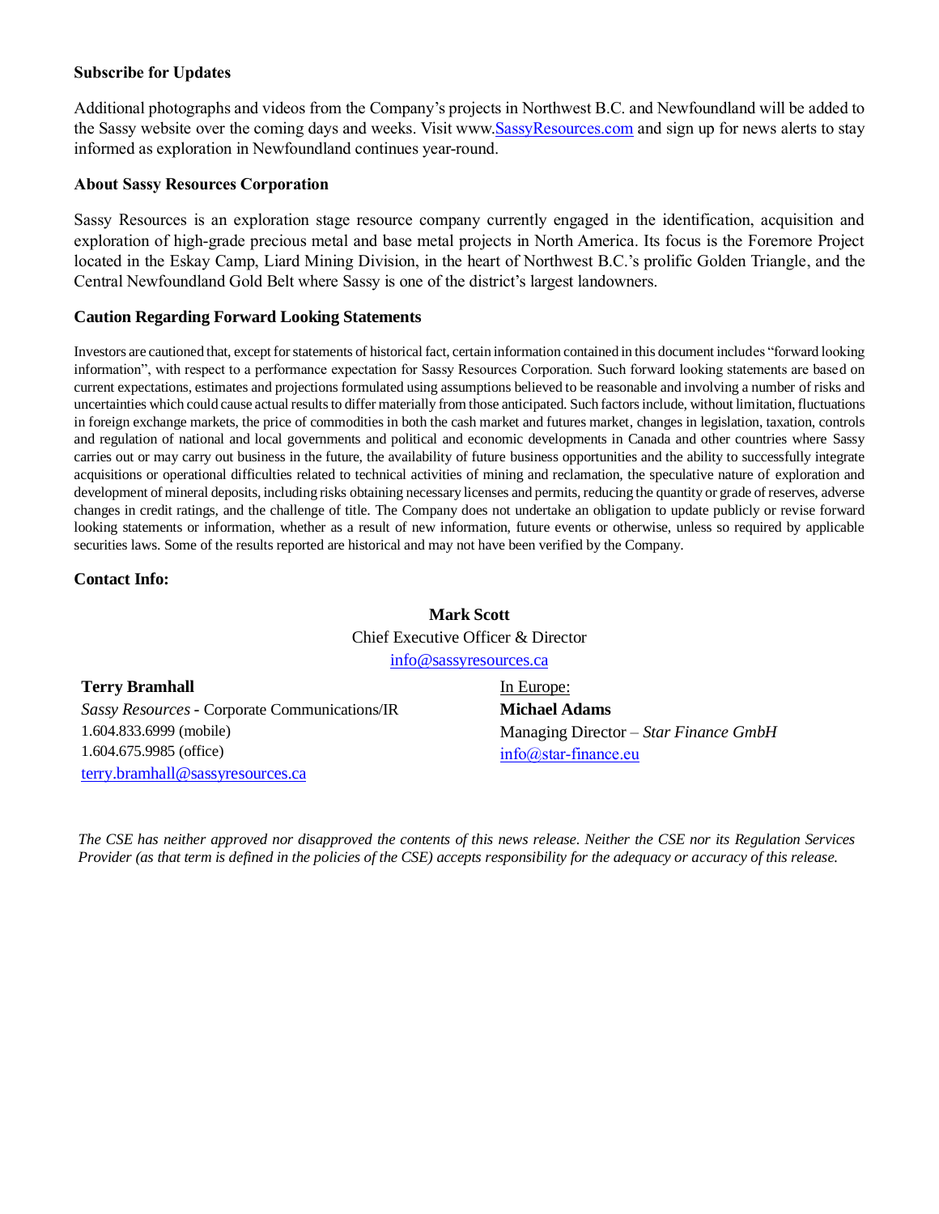**Subscribe for Updates**

Additional photographs and videos from the Company's projects in Northwest B.C. and Newfoundland will be added to the Sassy website over the coming days and weeks. Visit www.SassyResources.com and sign up for news alerts to stay informed as exploration in Newfoundland continues year-round.

**About Sassy Resources Corporation**

Sassy Resources is an exploration stage resource company currently engaged in the identification, acquisition and exploration of high-grade precious metal and base metal projects in North America. Its focus is the Foremore Project located in the Eskay Camp, Liard Mining Division, in the heart of Northwest B.C.'s prolific Golden Triangle, and the Central Newfoundland Gold Belt where Sassy is one of the district's largest landowners.

**Caution Regarding Forward Looking Statements**

Investors are cautioned that, except for statements of historical fact, certain information contained in this document includes "forward looking information", with respect to a performance expectation for Sassy Resources Corporation. Such forward looking statements are based on current expectations, estimates and projections formulated using assumptions believed to be reasonable and involving a number of risks and uncertainties which could cause actual results to differ materially from those anticipated. Such factors include, without limitation, fluctuations in foreign exchange markets, the price of commodities in both the cash market and futures market, changes in legislation, taxation, controls and regulation of national and local governments and political and economic developments in Canada and other countries where Sassy carries out or may carry out business in the future, the availability of future business opportunities and the ability to successfully integrate acquisitions or operational difficulties related to technical activities of mining and reclamation, the speculative nature of exploration and development of mineral deposits, including risks obtaining necessary licenses and permits, reducing the quantity or grade of reserves, adverse changes in credit ratings, and the challenge of title. The Company does not undertake an obligation to update publicly or revise forward looking statements or information, whether as a result of new information, future events or otherwise, unless so required by applicable securities laws. Some of the results reported are historical and may not have been verified by the Company.

**Contact Info:**

**Mark Scott**
Chief Executive Officer & Director
info@sassyresources.ca

**Terry Bramhall**
*Sassy Resources* - Corporate Communications/IR
1.604.833.6999 (mobile)
1.604.675.9985 (office)
terry.bramhall@sassyresources.ca

In Europe:
**Michael Adams**
Managing Director – *Star Finance GmbH*
info@star-finance.eu

*The CSE has neither approved nor disapproved the contents of this news release. Neither the CSE nor its Regulation Services Provider (as that term is defined in the policies of the CSE) accepts responsibility for the adequacy or accuracy of this release.*